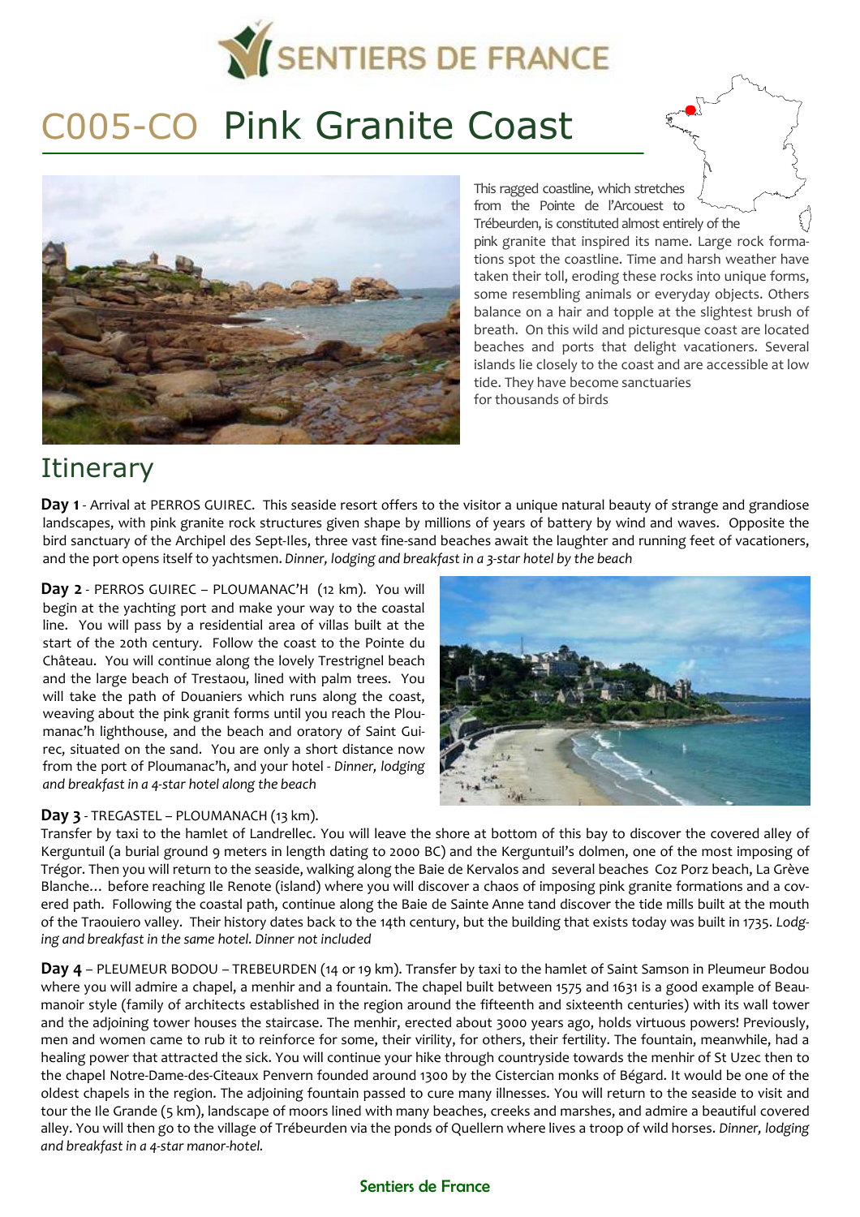SENTIERS DE FRANCE

# C005-CO Pink Granite Coast

This ragged coastline, which stretches from the Pointe de l'Arcouest to Trébeurden, is constituted almost entirely of the pink granite that inspired its name. Large rock formations spot the coastline. Time and harsh weather have taken their toll, eroding these rocks into unique forms, some resembling animals or everyday objects. Others balance on a hair and topple at the slightest brush of breath. On this wild and picturesque coast are located beaches and ports that delight vacationers. Several islands lie closely to the coast and are accessible at low tide. They have become sanctuaries for thousands of birds

## Itinerary

**Day 1** - Arrival at PERROS GUIREC. This seaside resort offers to the visitor a unique natural beauty of strange and grandiose landscapes, with pink granite rock structures given shape by millions of years of battery by wind and waves. Opposite the bird sanctuary of the Archipel des Sept-Iles, three vast fine-sand beaches await the laughter and running feet of vacationers, and the port opens itself to yachtsmen. *Dinner, lodging and breakfast in a 3-star hotel by the beach*

**Day 2** - PERROS GUIREC – PLOUMANAC'H (12 km). You will begin at the yachting port and make your way to the coastal line. You will pass by a residential area of villas built at the start of the 20th century. Follow the coast to the Pointe du Château. You will continue along the lovely Trestrignel beach and the large beach of Trestaou, lined with palm trees. You will take the path of Douaniers which runs along the coast, weaving about the pink granit forms until you reach the Ploumanac'h lighthouse, and the beach and oratory of Saint Guirec, situated on the sand. You are only a short distance now from the port of Ploumanac'h, and your hotel - *Dinner, lodging and breakfast in a 4-star hotel along the beach*

**Day 3** - TREGASTEL – PLOUMANACH (13 km).
Transfer by taxi to the hamlet of Landrellec. You will leave the shore at bottom of this bay to discover the covered alley of Kerguntuil (a burial ground 9 meters in length dating to 2000 BC) and the Kerguntuil's dolmen, one of the most imposing of Trégor. Then you will return to the seaside, walking along the Baie de Kervalos and several beaches Coz Porz beach, La Grève Blanche… before reaching Ile Renote (island) where you will discover a chaos of imposing pink granite formations and a covered path. Following the coastal path, continue along the Baie de Sainte Anne tand discover the tide mills built at the mouth of the Traouiero valley. Their history dates back to the 14th century, but the building that exists today was built in 1735. *Lodging and breakfast in the same hotel. Dinner not included*

**Day 4** – PLEUMEUR BODOU – TREBEURDEN (14 or 19 km). Transfer by taxi to the hamlet of Saint Samson in Pleumeur Bodou where you will admire a chapel, a menhir and a fountain. The chapel built between 1575 and 1631 is a good example of Beaumanoir style (family of architects established in the region around the fifteenth and sixteenth centuries) with its wall tower and the adjoining tower houses the staircase. The menhir, erected about 3000 years ago, holds virtuous powers! Previously, men and women came to rub it to reinforce for some, their virility, for others, their fertility. The fountain, meanwhile, had a healing power that attracted the sick. You will continue your hike through countryside towards the menhir of St Uzec then to the chapel Notre-Dame-des-Citeaux Penvern founded around 1300 by the Cistercian monks of Bégard. It would be one of the oldest chapels in the region. The adjoining fountain passed to cure many illnesses. You will return to the seaside to visit and tour the Ile Grande (5 km), landscape of moors lined with many beaches, creeks and marshes, and admire a beautiful covered alley. You will then go to the village of Trébeurden via the ponds of Quellern where lives a troop of wild horses. *Dinner, lodging and breakfast in a 4-star manor-hotel.*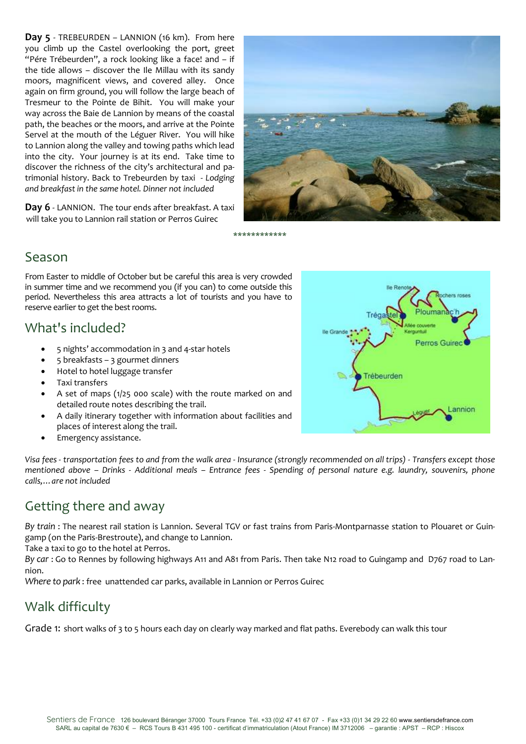**Day 5** - TREBEURDEN – LANNION (16 km). From here you climb up the Castel overlooking the port, greet "Pére Trébeurden", a rock looking like a face! and – if the tide allows – discover the Ile Millau with its sandy moors, magnificent views, and covered alley. Once again on firm ground, you will follow the large beach of Tresmeur to the Pointe de Bihit. You will make your way across the Baie de Lannion by means of the coastal path, the beaches or the moors, and arrive at the Pointe Servel at the mouth of the Léguer River. You will hike to Lannion along the valley and towing paths which lead into the city. Your journey is at its end. Take time to discover the richness of the city's architectural and patrimonial history. Back to Trebeurden by taxi - *Lodging and breakfast in the same hotel. Dinner not included*

**Day 6** - LANNION. The tour ends after breakfast. A taxi will take you to Lannion rail station or Perros Guirec

************

## Season

From Easter to middle of October but be careful this area is very crowded in summer time and we recommend you (if you can) to come outside this period. Nevertheless this area attracts a lot of tourists and you have to reserve earlier to get the best rooms.

## What's included?

- 5 nights' accommodation in 3 and 4-star hotels
- 5 breakfasts – 3 gourmet dinners
- Hotel to hotel luggage transfer
- Taxi transfers
- A set of maps (1/25 000 scale) with the route marked on and detailed route notes describing the trail.
- A daily itinerary together with information about facilities and places of interest along the trail.
- Emergency assistance.

Ile Renote
Rochers roses
Trégastel
Ploumanac'h
Allée couverte Kerguntuil
Ile Grande
Perros Guirec
Trèbeurden
Léguer
Lannion

*Visa fees - transportation fees to and from the walk area - Insurance (strongly recommended on all trips) - Transfers except those mentioned above – Drinks - Additional meals – Entrance fees - Spending of personal nature e.g. laundry, souvenirs, phone calls,… are not included*

## Getting there and away

*By train* : The nearest rail station is Lannion. Several TGV or fast trains from Paris-Montparnasse station to Plouaret or Guingamp (on the Paris-Brestroute), and change to Lannion.
Take a taxi to go to the hotel at Perros.
*By car* : Go to Rennes by following highways A11 and A81 from Paris. Then take N12 road to Guingamp and D767 road to Lannion.
*Where to park* : free unattended car parks, available in Lannion or Perros Guirec

## Walk difficulty

Grade 1: short walks of 3 to 5 hours each day on clearly way marked and flat paths. Everebody can walk this tour

Sentiers de France 126 boulevard Béranger 37000 Tours France Tél. +33 (0)2 47 41 67 07 - Fax +33 (0)1 34 29 22 60 www.sentiersdefrance.com
SARL au capital de 7630 € – RCS Tours B 431 495 100 - certificat d'immatriculation (Atout France) IM 3712006 – garantie : APST – RCP : Hiscox